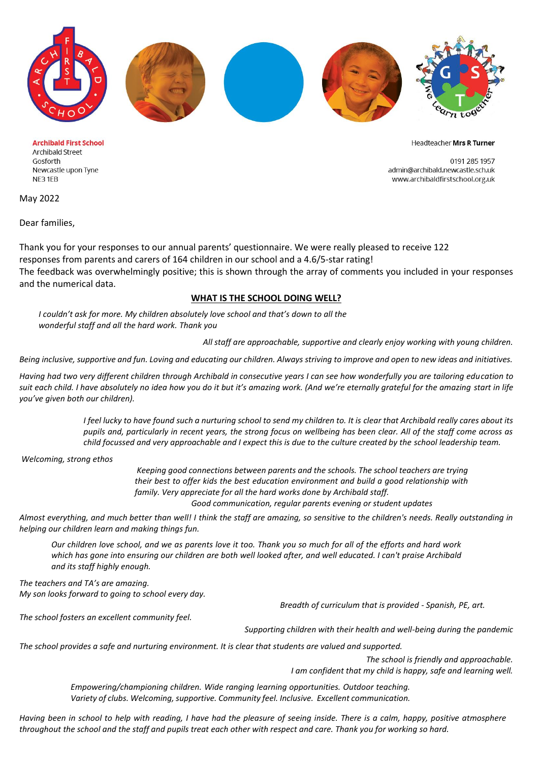**Archibald First School**
Archibald Street
Gosforth
Newcastle upon Tyne
NE3 1EB

Headteacher **Mrs R Turner**

0191 285 1957
admin@archibald.newcastle.sch.uk
www.archibaldfirstschool.org.uk

May 2022

Dear families,

Thank you for your responses to our annual parents' questionnaire. We were really pleased to receive 122 responses from parents and carers of 164 children in our school and a 4.6/5-star rating!
The feedback was overwhelmingly positive; this is shown through the array of comments you included in your responses and the numerical data.

## WHAT IS THE SCHOOL DOING WELL?

*I couldn't ask for more. My children absolutely love school and that's down to all the wonderful staff and all the hard work. Thank you*

*All staff are approachable, supportive and clearly enjoy working with young children.*

*Being inclusive, supportive and fun. Loving and educating our children. Always striving to improve and open to new ideas and initiatives.*

*Having had two very different children through Archibald in consecutive years I can see how wonderfully you are tailoring education to suit each child. I have absolutely no idea how you do it but it's amazing work. (And we're eternally grateful for the amazing start in life you've given both our children).*

*I feel lucky to have found such a nurturing school to send my children to. It is clear that Archibald really cares about its pupils and, particularly in recent years, the strong focus on wellbeing has been clear. All of the staff come across as child focussed and very approachable and I expect this is due to the culture created by the school leadership team.*

*Welcoming, strong ethos*

*Keeping good connections between parents and the schools. The school teachers are trying their best to offer kids the best education environment and build a good relationship with family. Very appreciate for all the hard works done by Archibald staff.*

*Good communication, regular parents evening or student updates*

*Almost everything, and much better than well! I think the staff are amazing, so sensitive to the children's needs. Really outstanding in helping our children learn and making things fun.*

*Our children love school, and we as parents love it too. Thank you so much for all of the efforts and hard work which has gone into ensuring our children are both well looked after, and well educated. I can't praise Archibald and its staff highly enough.*

*The teachers and TA's are amazing.*
*My son looks forward to going to school every day.*

*Breadth of curriculum that is provided - Spanish, PE, art.*

*The school fosters an excellent community feel.*

*Supporting children with their health and well-being during the pandemic*

*The school provides a safe and nurturing environment. It is clear that students are valued and supported.*

*The school is friendly and approachable.*
*I am confident that my child is happy, safe and learning well.*

*Empowering/championing children. Wide ranging learning opportunities. Outdoor teaching. Variety of clubs. Welcoming, supportive. Community feel. Inclusive. Excellent communication.*

*Having been in school to help with reading, I have had the pleasure of seeing inside. There is a calm, happy, positive atmosphere throughout the school and the staff and pupils treat each other with respect and care. Thank you for working so hard.*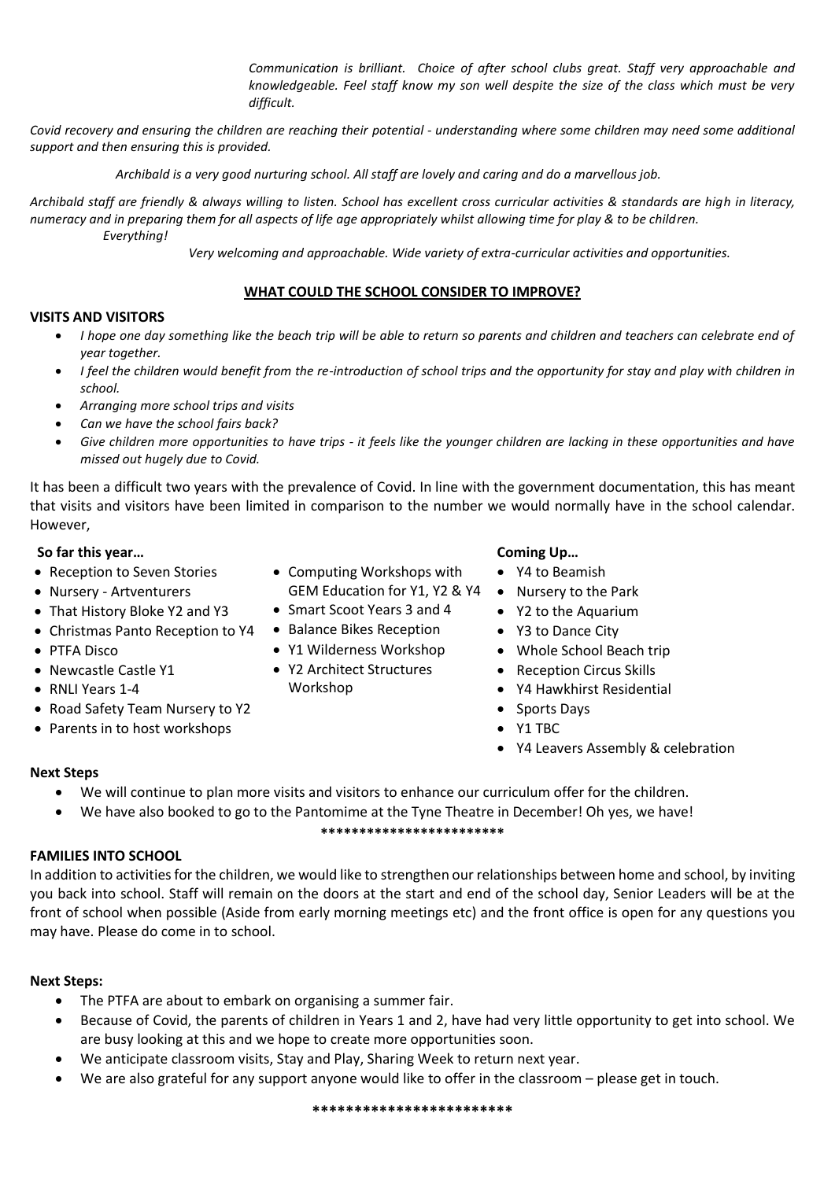*Communication is brilliant. Choice of after school clubs great. Staff very approachable and knowledgeable. Feel staff know my son well despite the size of the class which must be very difficult.*

*Covid recovery and ensuring the children are reaching their potential - understanding where some children may need some additional support and then ensuring this is provided.*

*Archibald is a very good nurturing school. All staff are lovely and caring and do a marvellous job.*

*Archibald staff are friendly & always willing to listen. School has excellent cross curricular activities & standards are high in literacy, numeracy and in preparing them for all aspects of life age appropriately whilst allowing time for play & to be children.*

*Everything!*

*Very welcoming and approachable. Wide variety of extra-curricular activities and opportunities.*

## WHAT COULD THE SCHOOL CONSIDER TO IMPROVE?

### VISITS AND VISITORS

- *I hope one day something like the beach trip will be able to return so parents and children and teachers can celebrate end of year together.*
- *I feel the children would benefit from the re-introduction of school trips and the opportunity for stay and play with children in school.*
- *Arranging more school trips and visits*
- *Can we have the school fairs back?*
- *Give children more opportunities to have trips - it feels like the younger children are lacking in these opportunities and have missed out hugely due to Covid.*

It has been a difficult two years with the prevalence of Covid. In line with the government documentation, this has meant that visits and visitors have been limited in comparison to the number we would normally have in the school calendar. However,

**So far this year…**

- Reception to Seven Stories
- Nursery - Artventurers
- That History Bloke Y2 and Y3
- Christmas Panto Reception to Y4
- PTFA Disco
- Newcastle Castle Y1
- RNLI Years 1-4
- Road Safety Team Nursery to Y2
- Parents in to host workshops
- Computing Workshops with GEM Education for Y1, Y2 & Y4
- Smart Scoot Years 3 and 4
- Balance Bikes Reception
- Y1 Wilderness Workshop
- Y2 Architect Structures Workshop

**Coming Up…**

- Y4 to Beamish
- Nursery to the Park
- Y2 to the Aquarium
- Y3 to Dance City
- Whole School Beach trip
- Reception Circus Skills
- Y4 Hawkhirst Residential
- Sports Days
- Y1 TBC
- Y4 Leavers Assembly & celebration

**Next Steps**

- We will continue to plan more visits and visitors to enhance our curriculum offer for the children.
- We have also booked to go to the Pantomime at the Tyne Theatre in December! Oh yes, we have!

***********************

### FAMILIES INTO SCHOOL

In addition to activities for the children, we would like to strengthen our relationships between home and school, by inviting you back into school. Staff will remain on the doors at the start and end of the school day, Senior Leaders will be at the front of school when possible (Aside from early morning meetings etc) and the front office is open for any questions you may have. Please do come in to school.

**Next Steps:**

- The PTFA are about to embark on organising a summer fair.
- Because of Covid, the parents of children in Years 1 and 2, have had very little opportunity to get into school. We are busy looking at this and we hope to create more opportunities soon.
- We anticipate classroom visits, Stay and Play, Sharing Week to return next year.
- We are also grateful for any support anyone would like to offer in the classroom – please get in touch.

***********************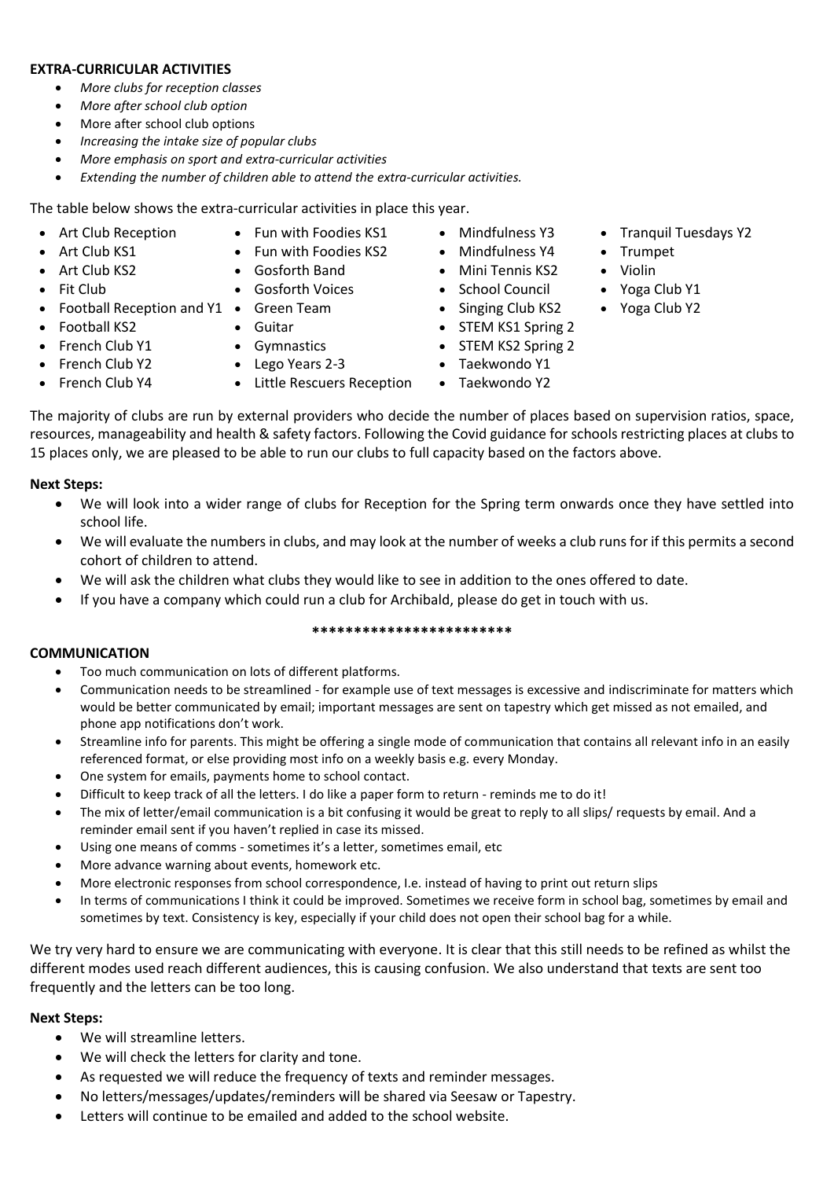**EXTRA-CURRICULAR ACTIVITIES**

- *More clubs for reception classes*
- *More after school club option*
- More after school club options
- *Increasing the intake size of popular clubs*
- *More emphasis on sport and extra-curricular activities*
- *Extending the number of children able to attend the extra-curricular activities.*

The table below shows the extra-curricular activities in place this year.

- Art Club Reception
- Art Club KS1
- Art Club KS2
- Fit Club
- Football Reception and Y1
- Football KS2
- French Club Y1
- French Club Y2
- French Club Y4
- Fun with Foodies KS1
- Fun with Foodies KS2
- Gosforth Band
- Gosforth Voices
- Green Team
- Guitar
- Gymnastics
- Lego Years 2-3
- Little Rescuers Reception
- Mindfulness Y3
- Mindfulness Y4
- Mini Tennis KS2
- School Council
- Singing Club KS2
- STEM KS1 Spring 2
- STEM KS2 Spring 2
- Taekwondo Y1
- Taekwondo Y2
- Tranquil Tuesdays Y2
- Trumpet
- Violin
- Yoga Club Y1
- Yoga Club Y2

The majority of clubs are run by external providers who decide the number of places based on supervision ratios, space, resources, manageability and health & safety factors. Following the Covid guidance for schools restricting places at clubs to 15 places only, we are pleased to be able to run our clubs to full capacity based on the factors above.

**Next Steps:**

- We will look into a wider range of clubs for Reception for the Spring term onwards once they have settled into school life.
- We will evaluate the numbers in clubs, and may look at the number of weeks a club runs for if this permits a second cohort of children to attend.
- We will ask the children what clubs they would like to see in addition to the ones offered to date.
- If you have a company which could run a club for Archibald, please do get in touch with us.

\*\*\*\*\*\*\*\*\*\*\*\*\*\*\*\*\*\*\*\*\*\*\*\*

**COMMUNICATION**

- Too much communication on lots of different platforms.
- Communication needs to be streamlined - for example use of text messages is excessive and indiscriminate for matters which would be better communicated by email; important messages are sent on tapestry which get missed as not emailed, and phone app notifications don't work.
- Streamline info for parents. This might be offering a single mode of communication that contains all relevant info in an easily referenced format, or else providing most info on a weekly basis e.g. every Monday.
- One system for emails, payments home to school contact.
- Difficult to keep track of all the letters. I do like a paper form to return - reminds me to do it!
- The mix of letter/email communication is a bit confusing it would be great to reply to all slips/ requests by email. And a reminder email sent if you haven't replied in case its missed.
- Using one means of comms - sometimes it's a letter, sometimes email, etc
- More advance warning about events, homework etc.
- More electronic responses from school correspondence, I.e. instead of having to print out return slips
- In terms of communications I think it could be improved. Sometimes we receive form in school bag, sometimes by email and sometimes by text. Consistency is key, especially if your child does not open their school bag for a while.

We try very hard to ensure we are communicating with everyone. It is clear that this still needs to be refined as whilst the different modes used reach different audiences, this is causing confusion. We also understand that texts are sent too frequently and the letters can be too long.

**Next Steps:**

- We will streamline letters.
- We will check the letters for clarity and tone.
- As requested we will reduce the frequency of texts and reminder messages.
- No letters/messages/updates/reminders will be shared via Seesaw or Tapestry.
- Letters will continue to be emailed and added to the school website.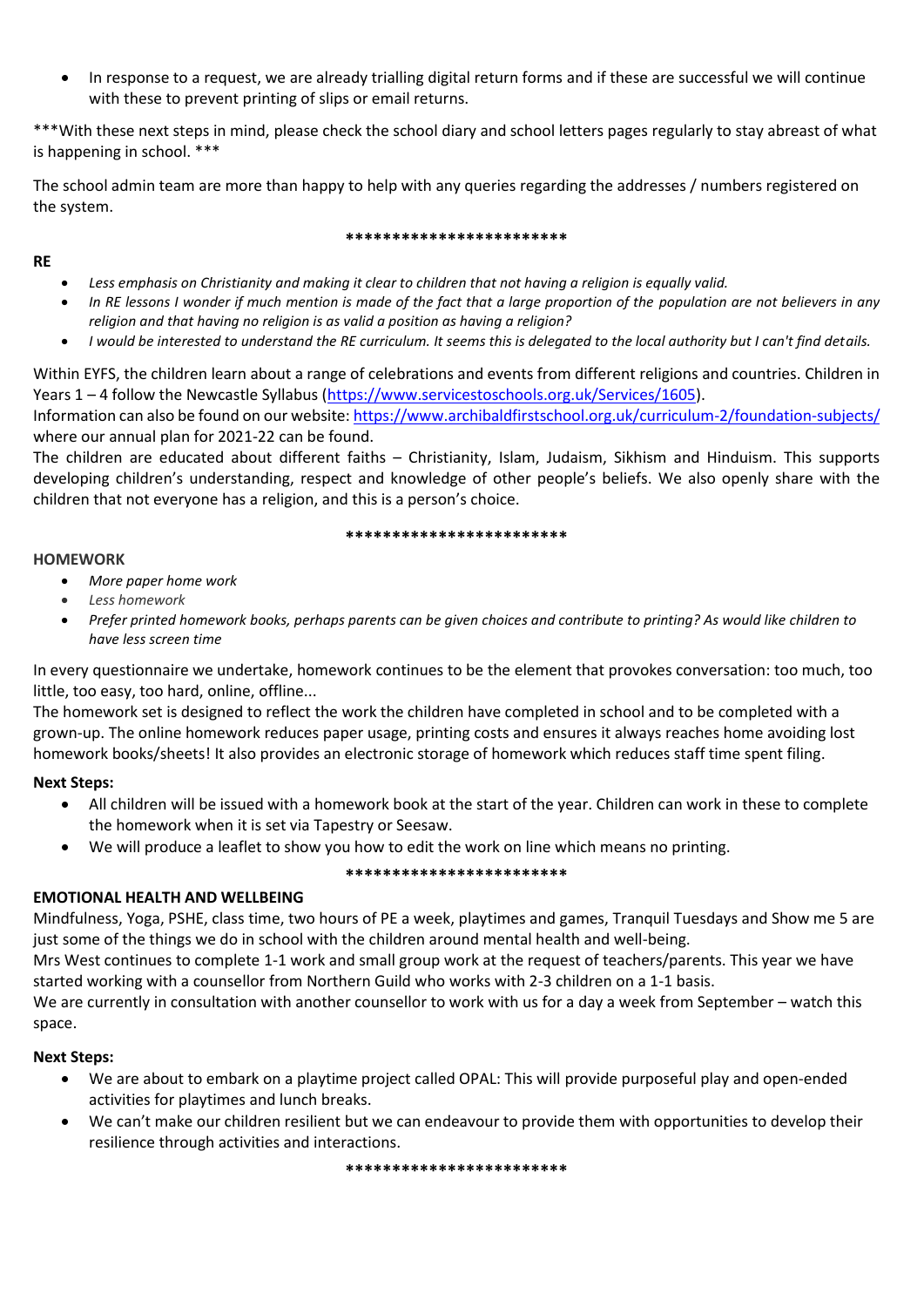- In response to a request, we are already trialling digital return forms and if these are successful we will continue with these to prevent printing of slips or email returns.

***With these next steps in mind, please check the school diary and school letters pages regularly to stay abreast of what is happening in school. ***

The school admin team are more than happy to help with any queries regarding the addresses / numbers registered on the system.

************************

**RE**

- *Less emphasis on Christianity and making it clear to children that not having a religion is equally valid.*
- *In RE lessons I wonder if much mention is made of the fact that a large proportion of the population are not believers in any religion and that having no religion is as valid a position as having a religion?*
- *I would be interested to understand the RE curriculum. It seems this is delegated to the local authority but I can't find details.*

Within EYFS, the children learn about a range of celebrations and events from different religions and countries. Children in Years 1 – 4 follow the Newcastle Syllabus (https://www.servicestoschools.org.uk/Services/1605).
Information can also be found on our website: https://www.archibaldfirstschool.org.uk/curriculum-2/foundation-subjects/ where our annual plan for 2021-22 can be found.
The children are educated about different faiths – Christianity, Islam, Judaism, Sikhism and Hinduism. This supports developing children's understanding, respect and knowledge of other people's beliefs. We also openly share with the children that not everyone has a religion, and this is a person's choice.

************************

**HOMEWORK**

- *More paper home work*
- *Less homework*
- *Prefer printed homework books, perhaps parents can be given choices and contribute to printing? As would like children to have less screen time*

In every questionnaire we undertake, homework continues to be the element that provokes conversation: too much, too little, too easy, too hard, online, offline...
The homework set is designed to reflect the work the children have completed in school and to be completed with a grown-up. The online homework reduces paper usage, printing costs and ensures it always reaches home avoiding lost homework books/sheets! It also provides an electronic storage of homework which reduces staff time spent filing.

**Next Steps:**

- All children will be issued with a homework book at the start of the year. Children can work in these to complete the homework when it is set via Tapestry or Seesaw.
- We will produce a leaflet to show you how to edit the work on line which means no printing.

************************

**EMOTIONAL HEALTH AND WELLBEING**

Mindfulness, Yoga, PSHE, class time, two hours of PE a week, playtimes and games, Tranquil Tuesdays and Show me 5 are just some of the things we do in school with the children around mental health and well-being.
Mrs West continues to complete 1-1 work and small group work at the request of teachers/parents. This year we have started working with a counsellor from Northern Guild who works with 2-3 children on a 1-1 basis.
We are currently in consultation with another counsellor to work with us for a day a week from September – watch this space.

**Next Steps:**

- We are about to embark on a playtime project called OPAL: This will provide purposeful play and open-ended activities for playtimes and lunch breaks.
- We can't make our children resilient but we can endeavour to provide them with opportunities to develop their resilience through activities and interactions.

************************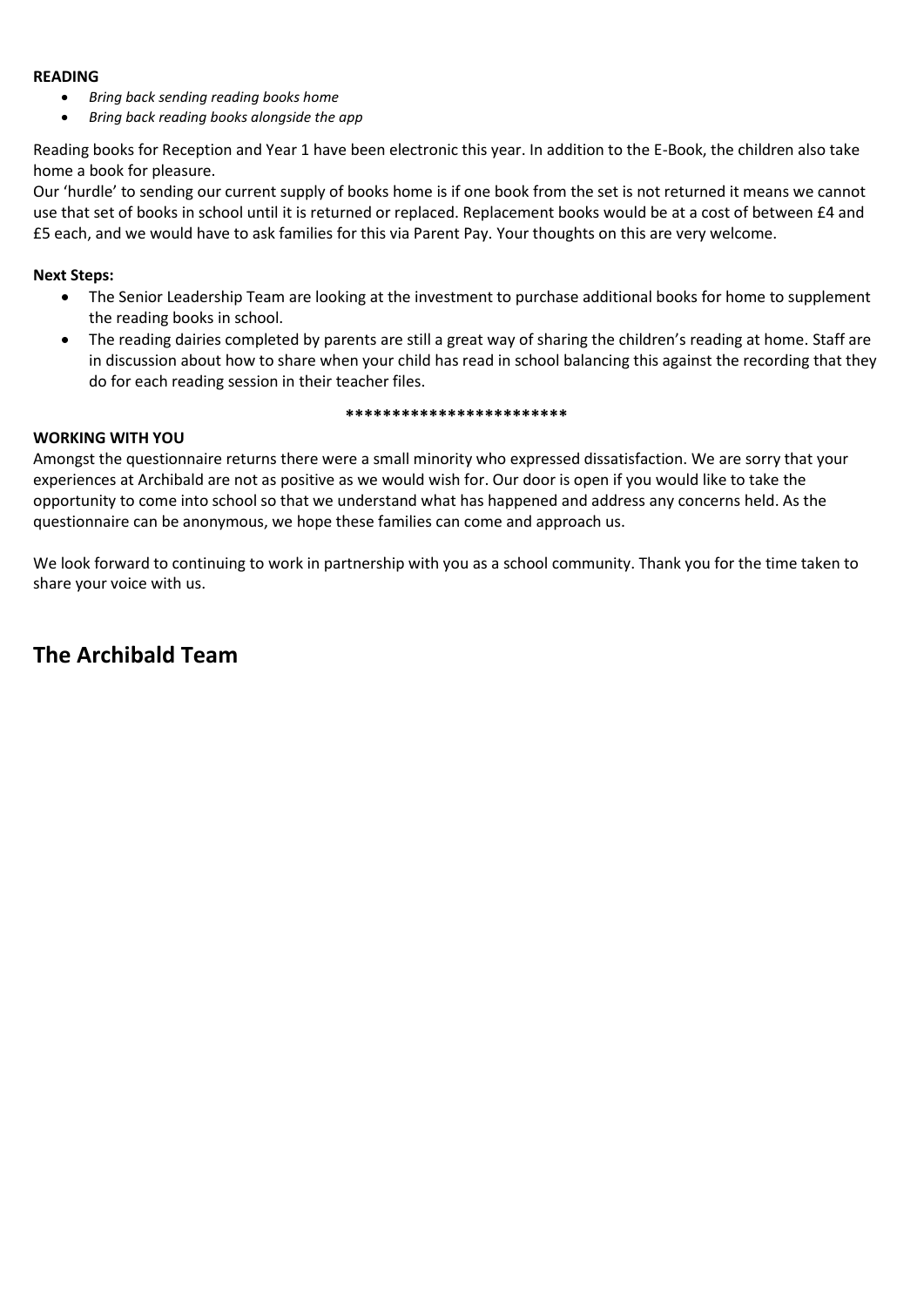**READING**

- *Bring back sending reading books home*
- *Bring back reading books alongside the app*

Reading books for Reception and Year 1 have been electronic this year. In addition to the E-Book, the children also take home a book for pleasure.

Our 'hurdle' to sending our current supply of books home is if one book from the set is not returned it means we cannot use that set of books in school until it is returned or replaced. Replacement books would be at a cost of between £4 and £5 each, and we would have to ask families for this via Parent Pay. Your thoughts on this are very welcome.

**Next Steps:**

- The Senior Leadership Team are looking at the investment to purchase additional books for home to supplement the reading books in school.
- The reading dairies completed by parents are still a great way of sharing the children's reading at home. Staff are in discussion about how to share when your child has read in school balancing this against the recording that they do for each reading session in their teacher files.

************************

**WORKING WITH YOU**

Amongst the questionnaire returns there were a small minority who expressed dissatisfaction. We are sorry that your experiences at Archibald are not as positive as we would wish for. Our door is open if you would like to take the opportunity to come into school so that we understand what has happened and address any concerns held. As the questionnaire can be anonymous, we hope these families can come and approach us.

We look forward to continuing to work in partnership with you as a school community. Thank you for the time taken to share your voice with us.

## The Archibald Team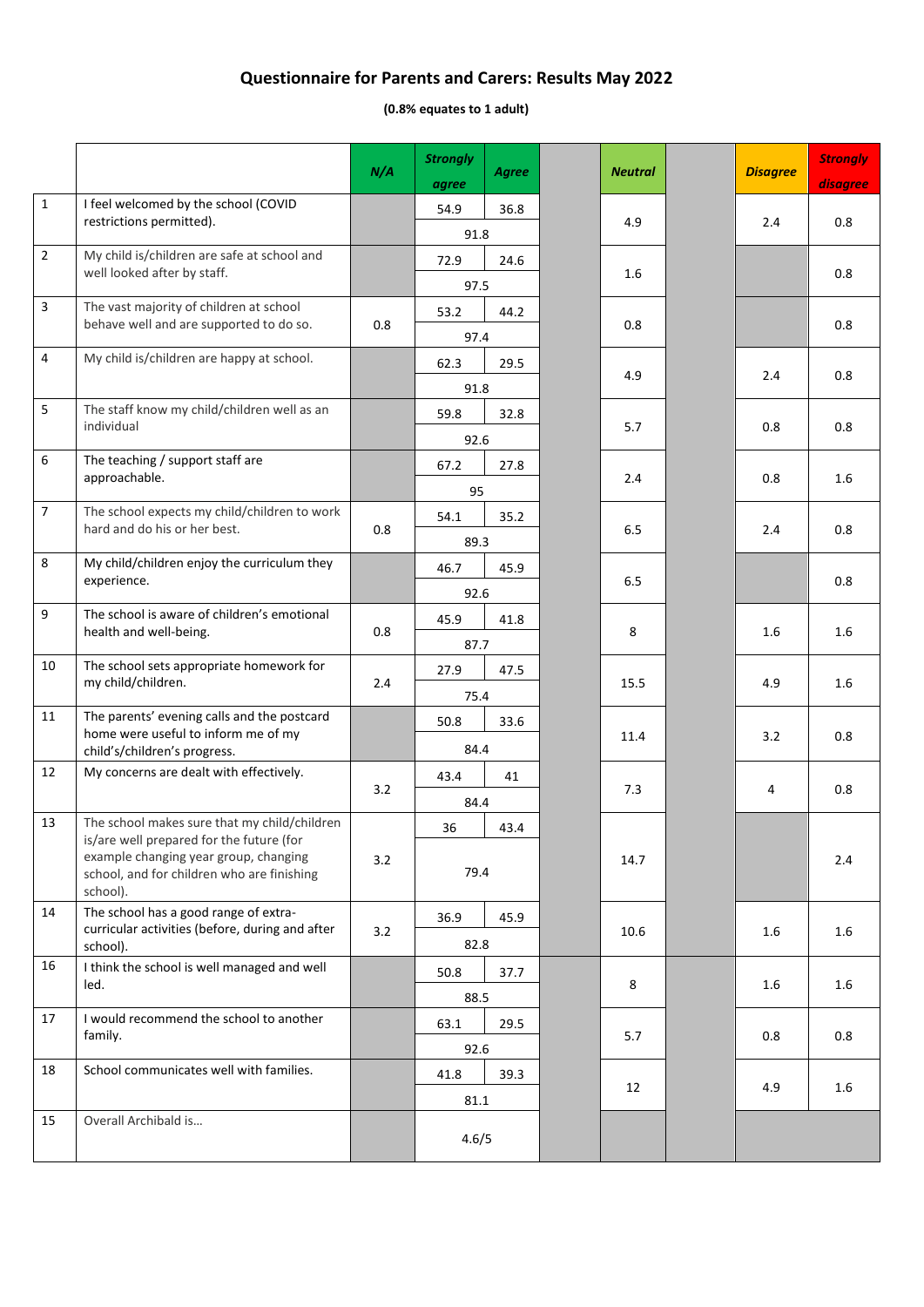# Questionnaire for Parents and Carers: Results May 2022

**(0.8% equates to 1 adult)**

| | | *N/A* | *Strongly agree* | *Agree* | | *Neutral* | | *Disagree* | *Strongly disagree* |
|---|---|---|---|---|---|---|---|---|---|
| 1 | I feel welcomed by the school (COVID restrictions permitted). | | 54.9 | 36.8 | | 4.9 | | 2.4 | 0.8 |
| | | | 91.8 | | | | | | |
| 2 | My child is/children are safe at school and well looked after by staff. | | 72.9 | 24.6 | | 1.6 | | | 0.8 |
| | | | 97.5 | | | | | | |
| 3 | The vast majority of children at school behave well and are supported to do so. | 0.8 | 53.2 | 44.2 | | 0.8 | | | 0.8 |
| | | | 97.4 | | | | | | |
| 4 | My child is/children are happy at school. | | 62.3 | 29.5 | | 4.9 | | 2.4 | 0.8 |
| | | | 91.8 | | | | | | |
| 5 | The staff know my child/children well as an individual | | 59.8 | 32.8 | | 5.7 | | 0.8 | 0.8 |
| | | | 92.6 | | | | | | |
| 6 | The teaching / support staff are approachable. | | 67.2 | 27.8 | | 2.4 | | 0.8 | 1.6 |
| | | | 95 | | | | | | |
| 7 | The school expects my child/children to work hard and do his or her best. | 0.8 | 54.1 | 35.2 | | 6.5 | | 2.4 | 0.8 |
| | | | 89.3 | | | | | | |
| 8 | My child/children enjoy the curriculum they experience. | | 46.7 | 45.9 | | 6.5 | | | 0.8 |
| | | | 92.6 | | | | | | |
| 9 | The school is aware of children's emotional health and well-being. | 0.8 | 45.9 | 41.8 | | 8 | | 1.6 | 1.6 |
| | | | 87.7 | | | | | | |
| 10 | The school sets appropriate homework for my child/children. | 2.4 | 27.9 | 47.5 | | 15.5 | | 4.9 | 1.6 |
| | | | 75.4 | | | | | | |
| 11 | The parents' evening calls and the postcard home were useful to inform me of my child's/children's progress. | | 50.8 | 33.6 | | 11.4 | | 3.2 | 0.8 |
| | | | 84.4 | | | | | | |
| 12 | My concerns are dealt with effectively. | 3.2 | 43.4 | 41 | | 7.3 | | 4 | 0.8 |
| | | | 84.4 | | | | | | |
| 13 | The school makes sure that my child/children is/are well prepared for the future (for example changing year group, changing school, and for children who are finishing school). | 3.2 | 36 | 43.4 | | 14.7 | | | 2.4 |
| | | | 79.4 | | | | | | |
| 14 | The school has a good range of extra-curricular activities (before, during and after school). | 3.2 | 36.9 | 45.9 | | 10.6 | | 1.6 | 1.6 |
| | | | 82.8 | | | | | | |
| 16 | I think the school is well managed and well led. | | 50.8 | 37.7 | | 8 | | 1.6 | 1.6 |
| | | | 88.5 | | | | | | |
| 17 | I would recommend the school to another family. | | 63.1 | 29.5 | | 5.7 | | 0.8 | 0.8 |
| | | | 92.6 | | | | | | |
| 18 | School communicates well with families. | | 41.8 | 39.3 | | 12 | | 4.9 | 1.6 |
| | | | 81.1 | | | | | | |
| 15 | Overall Archibald is… | | 4.6/5 | | | | | | |